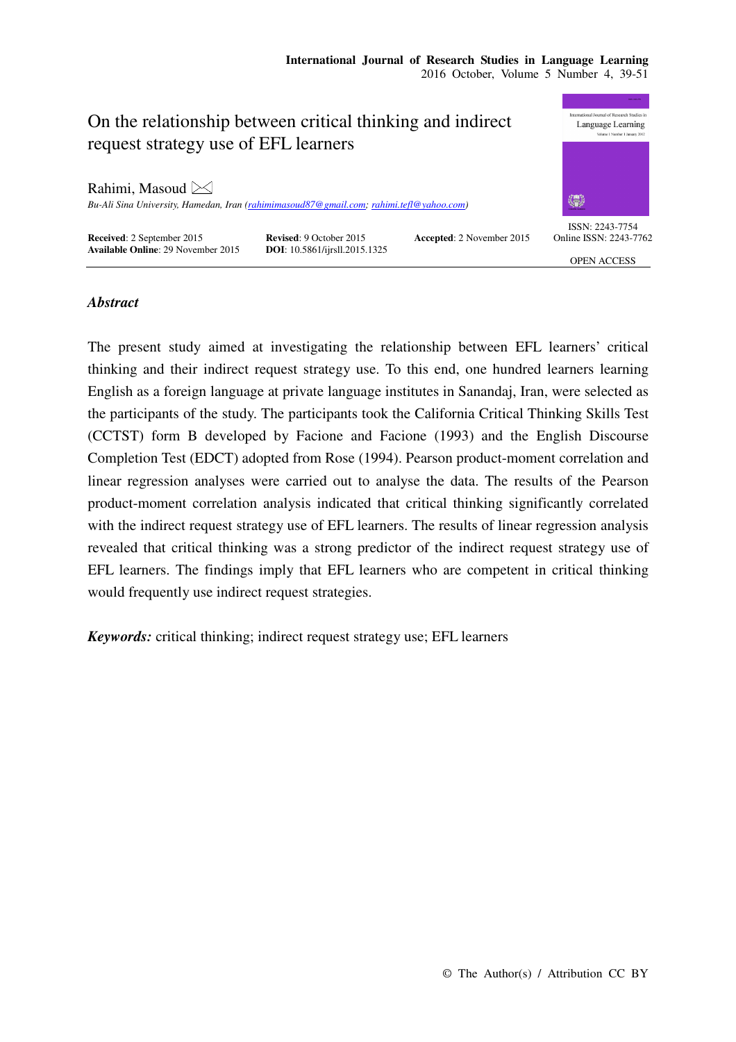# On the relationship between critical thinking and indirect request strategy use of EFL learners

Rahimi, Masoud

*Bu-Ali Sina University, Hamedan, Iran (rahimimasoud87@gmail.com; rahimi.tefl@yahoo.com)*

**Received**: 2 September 2015 **Revised**: 9 October 2015 **Accepted**: 2 November 2015
**Available Online**: 29 November 2015 **DOI**: 10.5861/ijrsll.2015.1325

ISSN: 2243-7754
Online ISSN: 2243-7762

OPEN ACCESS

## *Abstract*

The present study aimed at investigating the relationship between EFL learners' critical thinking and their indirect request strategy use. To this end, one hundred learners learning English as a foreign language at private language institutes in Sanandaj, Iran, were selected as the participants of the study. The participants took the California Critical Thinking Skills Test (CCTST) form B developed by Facione and Facione (1993) and the English Discourse Completion Test (EDCT) adopted from Rose (1994). Pearson product-moment correlation and linear regression analyses were carried out to analyse the data. The results of the Pearson product-moment correlation analysis indicated that critical thinking significantly correlated with the indirect request strategy use of EFL learners. The results of linear regression analysis revealed that critical thinking was a strong predictor of the indirect request strategy use of EFL learners. The findings imply that EFL learners who are competent in critical thinking would frequently use indirect request strategies.

***Keywords:*** critical thinking; indirect request strategy use; EFL learners

© The Author(s) / Attribution CC BY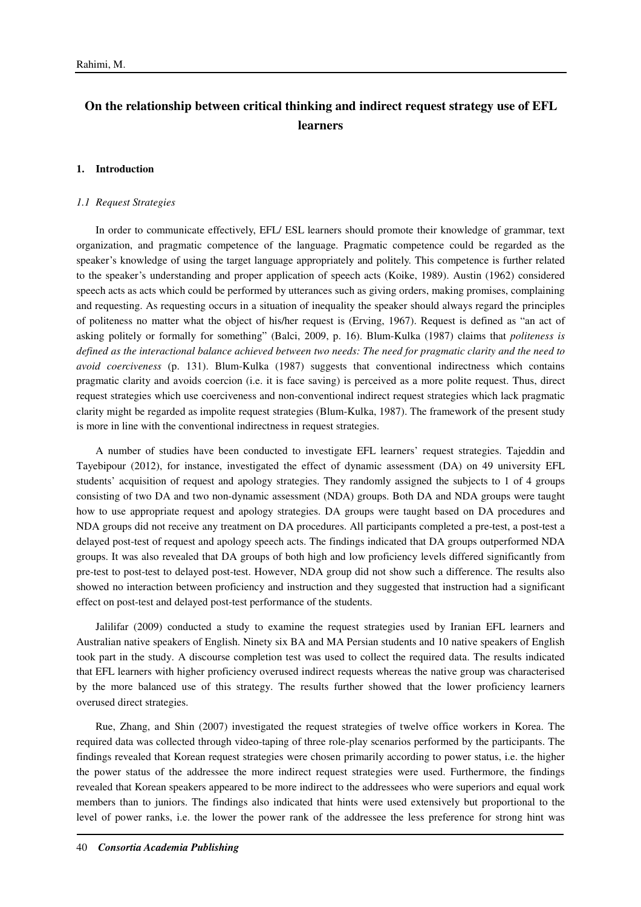## On the relationship between critical thinking and indirect request strategy use of EFL learners

### 1. Introduction

#### *1.1 Request Strategies*

In order to communicate effectively, EFL/ ESL learners should promote their knowledge of grammar, text organization, and pragmatic competence of the language. Pragmatic competence could be regarded as the speaker's knowledge of using the target language appropriately and politely. This competence is further related to the speaker's understanding and proper application of speech acts (Koike, 1989). Austin (1962) considered speech acts as acts which could be performed by utterances such as giving orders, making promises, complaining and requesting. As requesting occurs in a situation of inequality the speaker should always regard the principles of politeness no matter what the object of his/her request is (Erving, 1967). Request is defined as "an act of asking politely or formally for something" (Balci, 2009, p. 16). Blum-Kulka (1987) claims that *politeness is defined as the interactional balance achieved between two needs: The need for pragmatic clarity and the need to avoid coerciveness* (p. 131). Blum-Kulka (1987) suggests that conventional indirectness which contains pragmatic clarity and avoids coercion (i.e. it is face saving) is perceived as a more polite request. Thus, direct request strategies which use coerciveness and non-conventional indirect request strategies which lack pragmatic clarity might be regarded as impolite request strategies (Blum-Kulka, 1987). The framework of the present study is more in line with the conventional indirectness in request strategies.

A number of studies have been conducted to investigate EFL learners' request strategies. Tajeddin and Tayebipour (2012), for instance, investigated the effect of dynamic assessment (DA) on 49 university EFL students' acquisition of request and apology strategies. They randomly assigned the subjects to 1 of 4 groups consisting of two DA and two non-dynamic assessment (NDA) groups. Both DA and NDA groups were taught how to use appropriate request and apology strategies. DA groups were taught based on DA procedures and NDA groups did not receive any treatment on DA procedures. All participants completed a pre-test, a post-test a delayed post-test of request and apology speech acts. The findings indicated that DA groups outperformed NDA groups. It was also revealed that DA groups of both high and low proficiency levels differed significantly from pre-test to post-test to delayed post-test. However, NDA group did not show such a difference. The results also showed no interaction between proficiency and instruction and they suggested that instruction had a significant effect on post-test and delayed post-test performance of the students.

Jalilifar (2009) conducted a study to examine the request strategies used by Iranian EFL learners and Australian native speakers of English. Ninety six BA and MA Persian students and 10 native speakers of English took part in the study. A discourse completion test was used to collect the required data. The results indicated that EFL learners with higher proficiency overused indirect requests whereas the native group was characterised by the more balanced use of this strategy. The results further showed that the lower proficiency learners overused direct strategies.

Rue, Zhang, and Shin (2007) investigated the request strategies of twelve office workers in Korea. The required data was collected through video-taping of three role-play scenarios performed by the participants. The findings revealed that Korean request strategies were chosen primarily according to power status, i.e. the higher the power status of the addressee the more indirect request strategies were used. Furthermore, the findings revealed that Korean speakers appeared to be more indirect to the addressees who were superiors and equal work members than to juniors. The findings also indicated that hints were used extensively but proportional to the level of power ranks, i.e. the lower the power rank of the addressee the less preference for strong hint was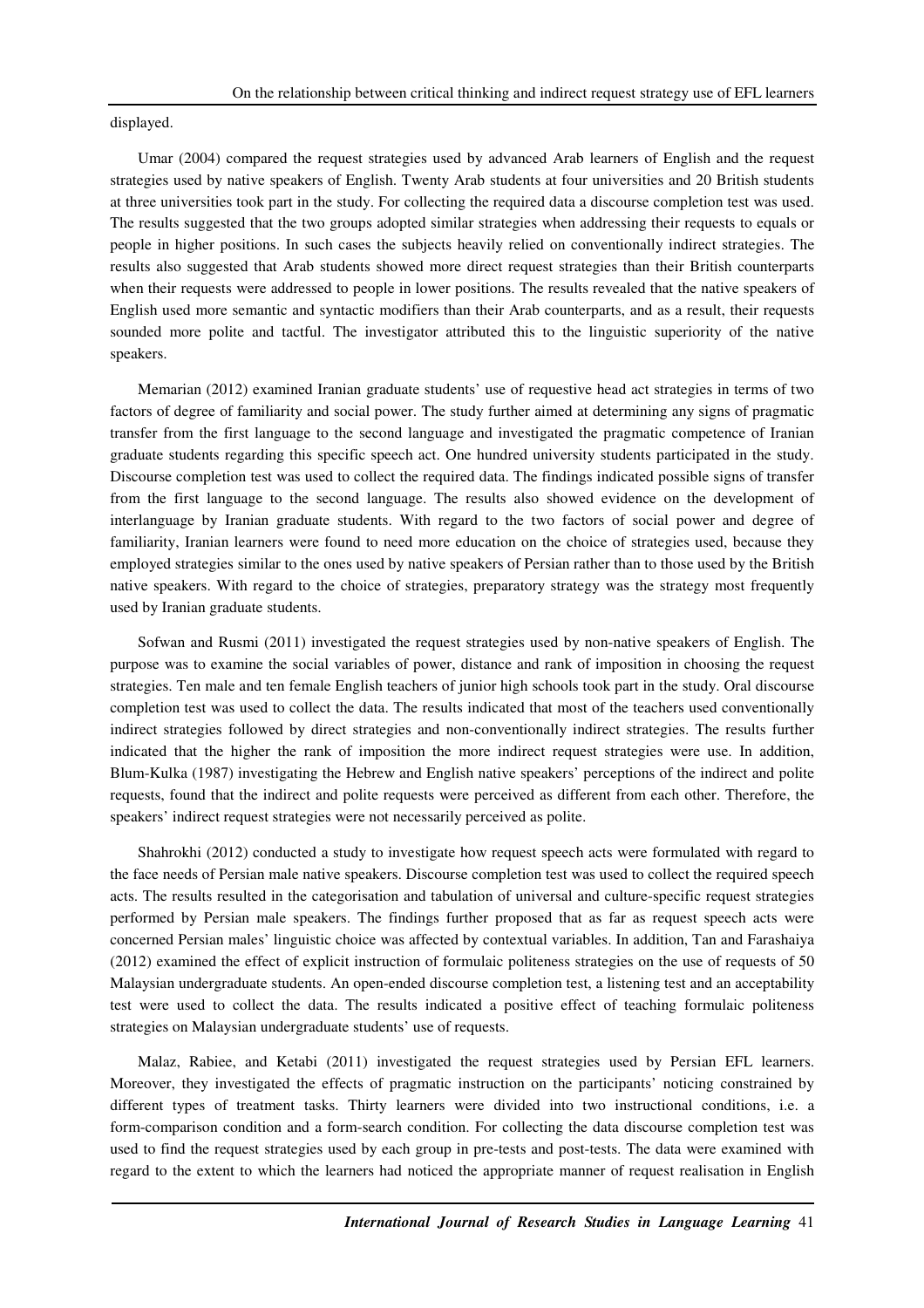displayed.

Umar (2004) compared the request strategies used by advanced Arab learners of English and the request strategies used by native speakers of English. Twenty Arab students at four universities and 20 British students at three universities took part in the study. For collecting the required data a discourse completion test was used. The results suggested that the two groups adopted similar strategies when addressing their requests to equals or people in higher positions. In such cases the subjects heavily relied on conventionally indirect strategies. The results also suggested that Arab students showed more direct request strategies than their British counterparts when their requests were addressed to people in lower positions. The results revealed that the native speakers of English used more semantic and syntactic modifiers than their Arab counterparts, and as a result, their requests sounded more polite and tactful. The investigator attributed this to the linguistic superiority of the native speakers.

Memarian (2012) examined Iranian graduate students' use of requestive head act strategies in terms of two factors of degree of familiarity and social power. The study further aimed at determining any signs of pragmatic transfer from the first language to the second language and investigated the pragmatic competence of Iranian graduate students regarding this specific speech act. One hundred university students participated in the study. Discourse completion test was used to collect the required data. The findings indicated possible signs of transfer from the first language to the second language. The results also showed evidence on the development of interlanguage by Iranian graduate students. With regard to the two factors of social power and degree of familiarity, Iranian learners were found to need more education on the choice of strategies used, because they employed strategies similar to the ones used by native speakers of Persian rather than to those used by the British native speakers. With regard to the choice of strategies, preparatory strategy was the strategy most frequently used by Iranian graduate students.

Sofwan and Rusmi (2011) investigated the request strategies used by non-native speakers of English. The purpose was to examine the social variables of power, distance and rank of imposition in choosing the request strategies. Ten male and ten female English teachers of junior high schools took part in the study. Oral discourse completion test was used to collect the data. The results indicated that most of the teachers used conventionally indirect strategies followed by direct strategies and non-conventionally indirect strategies. The results further indicated that the higher the rank of imposition the more indirect request strategies were use. In addition, Blum-Kulka (1987) investigating the Hebrew and English native speakers' perceptions of the indirect and polite requests, found that the indirect and polite requests were perceived as different from each other. Therefore, the speakers' indirect request strategies were not necessarily perceived as polite.

Shahrokhi (2012) conducted a study to investigate how request speech acts were formulated with regard to the face needs of Persian male native speakers. Discourse completion test was used to collect the required speech acts. The results resulted in the categorisation and tabulation of universal and culture-specific request strategies performed by Persian male speakers. The findings further proposed that as far as request speech acts were concerned Persian males' linguistic choice was affected by contextual variables. In addition, Tan and Farashaiya (2012) examined the effect of explicit instruction of formulaic politeness strategies on the use of requests of 50 Malaysian undergraduate students. An open-ended discourse completion test, a listening test and an acceptability test were used to collect the data. The results indicated a positive effect of teaching formulaic politeness strategies on Malaysian undergraduate students' use of requests.

Malaz, Rabiee, and Ketabi (2011) investigated the request strategies used by Persian EFL learners. Moreover, they investigated the effects of pragmatic instruction on the participants' noticing constrained by different types of treatment tasks. Thirty learners were divided into two instructional conditions, i.e. a form-comparison condition and a form-search condition. For collecting the data discourse completion test was used to find the request strategies used by each group in pre-tests and post-tests. The data were examined with regard to the extent to which the learners had noticed the appropriate manner of request realisation in English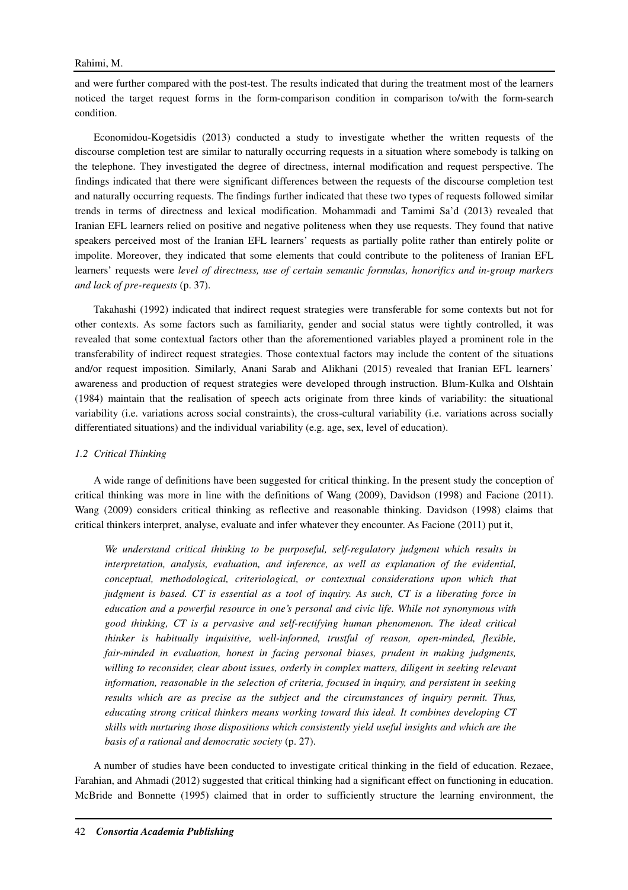and were further compared with the post-test. The results indicated that during the treatment most of the learners noticed the target request forms in the form-comparison condition in comparison to/with the form-search condition.

Economidou-Kogetsidis (2013) conducted a study to investigate whether the written requests of the discourse completion test are similar to naturally occurring requests in a situation where somebody is talking on the telephone. They investigated the degree of directness, internal modification and request perspective. The findings indicated that there were significant differences between the requests of the discourse completion test and naturally occurring requests. The findings further indicated that these two types of requests followed similar trends in terms of directness and lexical modification. Mohammadi and Tamimi Sa'd (2013) revealed that Iranian EFL learners relied on positive and negative politeness when they use requests. They found that native speakers perceived most of the Iranian EFL learners' requests as partially polite rather than entirely polite or impolite. Moreover, they indicated that some elements that could contribute to the politeness of Iranian EFL learners' requests were *level of directness, use of certain semantic formulas, honorifics and in-group markers and lack of pre-requests* (p. 37).

Takahashi (1992) indicated that indirect request strategies were transferable for some contexts but not for other contexts. As some factors such as familiarity, gender and social status were tightly controlled, it was revealed that some contextual factors other than the aforementioned variables played a prominent role in the transferability of indirect request strategies. Those contextual factors may include the content of the situations and/or request imposition. Similarly, Anani Sarab and Alikhani (2015) revealed that Iranian EFL learners' awareness and production of request strategies were developed through instruction. Blum-Kulka and Olshtain (1984) maintain that the realisation of speech acts originate from three kinds of variability: the situational variability (i.e. variations across social constraints), the cross-cultural variability (i.e. variations across socially differentiated situations) and the individual variability (e.g. age, sex, level of education).

### *1.2 Critical Thinking*

A wide range of definitions have been suggested for critical thinking. In the present study the conception of critical thinking was more in line with the definitions of Wang (2009), Davidson (1998) and Facione (2011). Wang (2009) considers critical thinking as reflective and reasonable thinking. Davidson (1998) claims that critical thinkers interpret, analyse, evaluate and infer whatever they encounter. As Facione (2011) put it,

> *We understand critical thinking to be purposeful, self-regulatory judgment which results in interpretation, analysis, evaluation, and inference, as well as explanation of the evidential, conceptual, methodological, criteriological, or contextual considerations upon which that judgment is based. CT is essential as a tool of inquiry. As such, CT is a liberating force in education and a powerful resource in one's personal and civic life. While not synonymous with good thinking, CT is a pervasive and self-rectifying human phenomenon. The ideal critical thinker is habitually inquisitive, well-informed, trustful of reason, open-minded, flexible, fair-minded in evaluation, honest in facing personal biases, prudent in making judgments, willing to reconsider, clear about issues, orderly in complex matters, diligent in seeking relevant information, reasonable in the selection of criteria, focused in inquiry, and persistent in seeking results which are as precise as the subject and the circumstances of inquiry permit. Thus, educating strong critical thinkers means working toward this ideal. It combines developing CT skills with nurturing those dispositions which consistently yield useful insights and which are the basis of a rational and democratic society* (p. 27).

A number of studies have been conducted to investigate critical thinking in the field of education. Rezaee, Farahian, and Ahmadi (2012) suggested that critical thinking had a significant effect on functioning in education. McBride and Bonnette (1995) claimed that in order to sufficiently structure the learning environment, the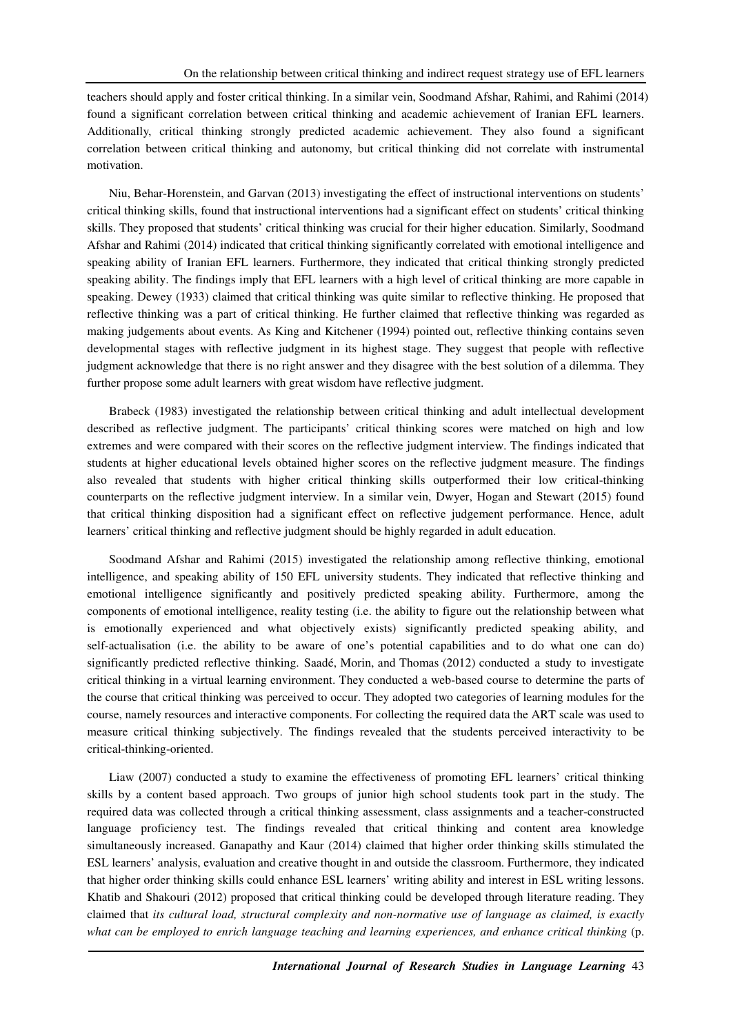teachers should apply and foster critical thinking. In a similar vein, Soodmand Afshar, Rahimi, and Rahimi (2014) found a significant correlation between critical thinking and academic achievement of Iranian EFL learners. Additionally, critical thinking strongly predicted academic achievement. They also found a significant correlation between critical thinking and autonomy, but critical thinking did not correlate with instrumental motivation.

Niu, Behar-Horenstein, and Garvan (2013) investigating the effect of instructional interventions on students' critical thinking skills, found that instructional interventions had a significant effect on students' critical thinking skills. They proposed that students' critical thinking was crucial for their higher education. Similarly, Soodmand Afshar and Rahimi (2014) indicated that critical thinking significantly correlated with emotional intelligence and speaking ability of Iranian EFL learners. Furthermore, they indicated that critical thinking strongly predicted speaking ability. The findings imply that EFL learners with a high level of critical thinking are more capable in speaking. Dewey (1933) claimed that critical thinking was quite similar to reflective thinking. He proposed that reflective thinking was a part of critical thinking. He further claimed that reflective thinking was regarded as making judgements about events. As King and Kitchener (1994) pointed out, reflective thinking contains seven developmental stages with reflective judgment in its highest stage. They suggest that people with reflective judgment acknowledge that there is no right answer and they disagree with the best solution of a dilemma. They further propose some adult learners with great wisdom have reflective judgment.

Brabeck (1983) investigated the relationship between critical thinking and adult intellectual development described as reflective judgment. The participants' critical thinking scores were matched on high and low extremes and were compared with their scores on the reflective judgment interview. The findings indicated that students at higher educational levels obtained higher scores on the reflective judgment measure. The findings also revealed that students with higher critical thinking skills outperformed their low critical-thinking counterparts on the reflective judgment interview. In a similar vein, Dwyer, Hogan and Stewart (2015) found that critical thinking disposition had a significant effect on reflective judgement performance. Hence, adult learners' critical thinking and reflective judgment should be highly regarded in adult education.

Soodmand Afshar and Rahimi (2015) investigated the relationship among reflective thinking, emotional intelligence, and speaking ability of 150 EFL university students. They indicated that reflective thinking and emotional intelligence significantly and positively predicted speaking ability. Furthermore, among the components of emotional intelligence, reality testing (i.e. the ability to figure out the relationship between what is emotionally experienced and what objectively exists) significantly predicted speaking ability, and self-actualisation (i.e. the ability to be aware of one's potential capabilities and to do what one can do) significantly predicted reflective thinking. Saadé, Morin, and Thomas (2012) conducted a study to investigate critical thinking in a virtual learning environment. They conducted a web-based course to determine the parts of the course that critical thinking was perceived to occur. They adopted two categories of learning modules for the course, namely resources and interactive components. For collecting the required data the ART scale was used to measure critical thinking subjectively. The findings revealed that the students perceived interactivity to be critical-thinking-oriented.

Liaw (2007) conducted a study to examine the effectiveness of promoting EFL learners' critical thinking skills by a content based approach. Two groups of junior high school students took part in the study. The required data was collected through a critical thinking assessment, class assignments and a teacher-constructed language proficiency test. The findings revealed that critical thinking and content area knowledge simultaneously increased. Ganapathy and Kaur (2014) claimed that higher order thinking skills stimulated the ESL learners' analysis, evaluation and creative thought in and outside the classroom. Furthermore, they indicated that higher order thinking skills could enhance ESL learners' writing ability and interest in ESL writing lessons. Khatib and Shakouri (2012) proposed that critical thinking could be developed through literature reading. They claimed that *its cultural load, structural complexity and non-normative use of language as claimed, is exactly what can be employed to enrich language teaching and learning experiences, and enhance critical thinking* (p.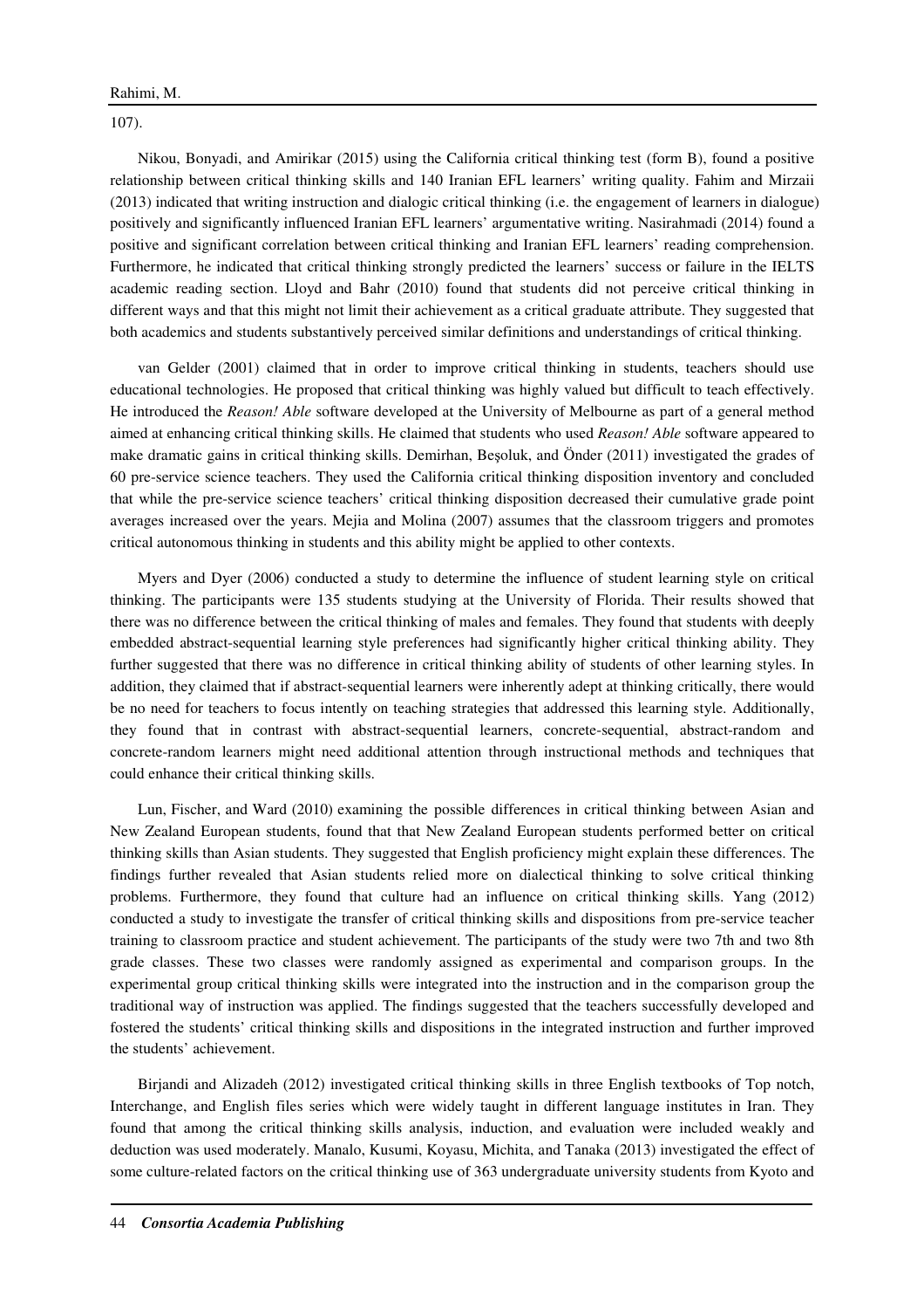107).

Nikou, Bonyadi, and Amirikar (2015) using the California critical thinking test (form B), found a positive relationship between critical thinking skills and 140 Iranian EFL learners' writing quality. Fahim and Mirzaii (2013) indicated that writing instruction and dialogic critical thinking (i.e. the engagement of learners in dialogue) positively and significantly influenced Iranian EFL learners' argumentative writing. Nasirahmadi (2014) found a positive and significant correlation between critical thinking and Iranian EFL learners' reading comprehension. Furthermore, he indicated that critical thinking strongly predicted the learners' success or failure in the IELTS academic reading section. Lloyd and Bahr (2010) found that students did not perceive critical thinking in different ways and that this might not limit their achievement as a critical graduate attribute. They suggested that both academics and students substantively perceived similar definitions and understandings of critical thinking.

van Gelder (2001) claimed that in order to improve critical thinking in students, teachers should use educational technologies. He proposed that critical thinking was highly valued but difficult to teach effectively. He introduced the *Reason! Able* software developed at the University of Melbourne as part of a general method aimed at enhancing critical thinking skills. He claimed that students who used *Reason! Able* software appeared to make dramatic gains in critical thinking skills. Demirhan, Beşoluk, and Önder (2011) investigated the grades of 60 pre-service science teachers. They used the California critical thinking disposition inventory and concluded that while the pre-service science teachers' critical thinking disposition decreased their cumulative grade point averages increased over the years. Mejia and Molina (2007) assumes that the classroom triggers and promotes critical autonomous thinking in students and this ability might be applied to other contexts.

Myers and Dyer (2006) conducted a study to determine the influence of student learning style on critical thinking. The participants were 135 students studying at the University of Florida. Their results showed that there was no difference between the critical thinking of males and females. They found that students with deeply embedded abstract-sequential learning style preferences had significantly higher critical thinking ability. They further suggested that there was no difference in critical thinking ability of students of other learning styles. In addition, they claimed that if abstract-sequential learners were inherently adept at thinking critically, there would be no need for teachers to focus intently on teaching strategies that addressed this learning style. Additionally, they found that in contrast with abstract-sequential learners, concrete-sequential, abstract-random and concrete-random learners might need additional attention through instructional methods and techniques that could enhance their critical thinking skills.

Lun, Fischer, and Ward (2010) examining the possible differences in critical thinking between Asian and New Zealand European students, found that that New Zealand European students performed better on critical thinking skills than Asian students. They suggested that English proficiency might explain these differences. The findings further revealed that Asian students relied more on dialectical thinking to solve critical thinking problems. Furthermore, they found that culture had an influence on critical thinking skills. Yang (2012) conducted a study to investigate the transfer of critical thinking skills and dispositions from pre-service teacher training to classroom practice and student achievement. The participants of the study were two 7th and two 8th grade classes. These two classes were randomly assigned as experimental and comparison groups. In the experimental group critical thinking skills were integrated into the instruction and in the comparison group the traditional way of instruction was applied. The findings suggested that the teachers successfully developed and fostered the students' critical thinking skills and dispositions in the integrated instruction and further improved the students' achievement.

Birjandi and Alizadeh (2012) investigated critical thinking skills in three English textbooks of Top notch, Interchange, and English files series which were widely taught in different language institutes in Iran. They found that among the critical thinking skills analysis, induction, and evaluation were included weakly and deduction was used moderately. Manalo, Kusumi, Koyasu, Michita, and Tanaka (2013) investigated the effect of some culture-related factors on the critical thinking use of 363 undergraduate university students from Kyoto and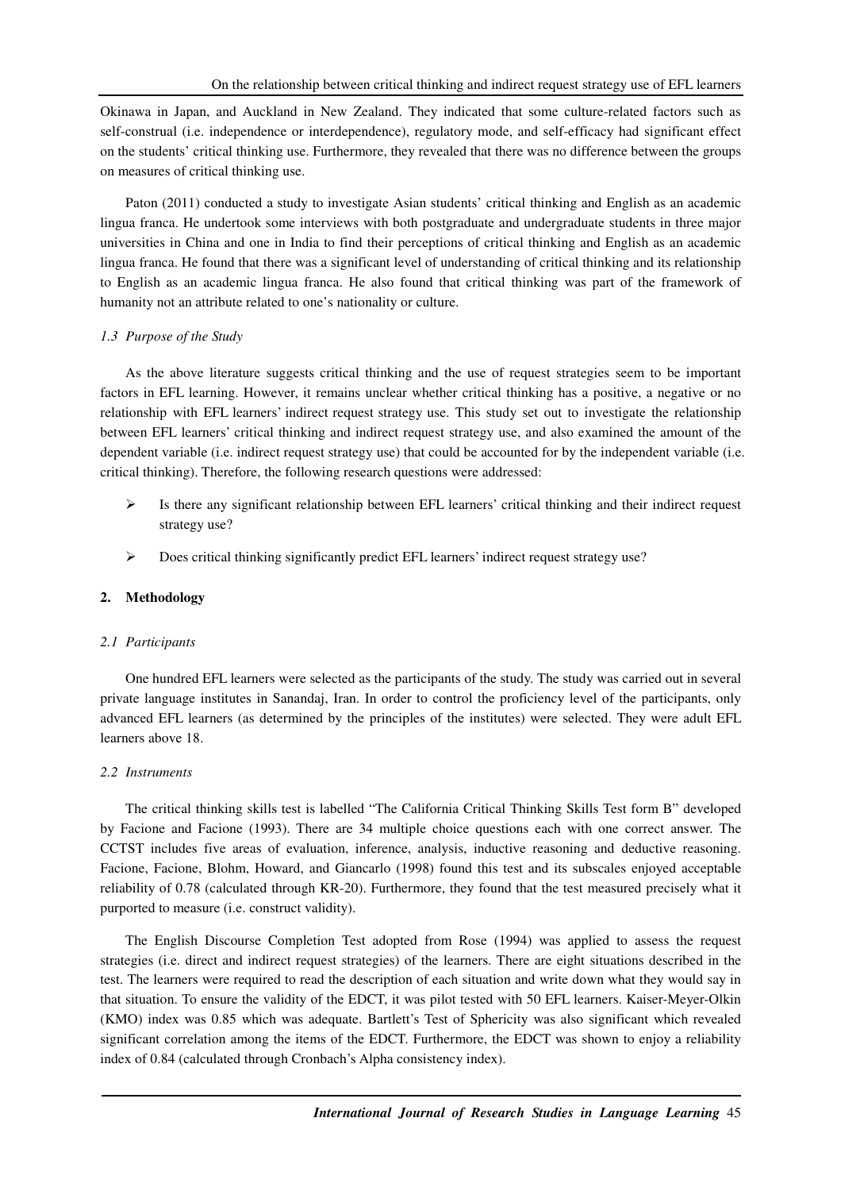Okinawa in Japan, and Auckland in New Zealand. They indicated that some culture-related factors such as self-construal (i.e. independence or interdependence), regulatory mode, and self-efficacy had significant effect on the students' critical thinking use. Furthermore, they revealed that there was no difference between the groups on measures of critical thinking use.

Paton (2011) conducted a study to investigate Asian students' critical thinking and English as an academic lingua franca. He undertook some interviews with both postgraduate and undergraduate students in three major universities in China and one in India to find their perceptions of critical thinking and English as an academic lingua franca. He found that there was a significant level of understanding of critical thinking and its relationship to English as an academic lingua franca. He also found that critical thinking was part of the framework of humanity not an attribute related to one's nationality or culture.

### *1.3 Purpose of the Study*

As the above literature suggests critical thinking and the use of request strategies seem to be important factors in EFL learning. However, it remains unclear whether critical thinking has a positive, a negative or no relationship with EFL learners' indirect request strategy use. This study set out to investigate the relationship between EFL learners' critical thinking and indirect request strategy use, and also examined the amount of the dependent variable (i.e. indirect request strategy use) that could be accounted for by the independent variable (i.e. critical thinking). Therefore, the following research questions were addressed:

- Is there any significant relationship between EFL learners' critical thinking and their indirect request strategy use?
- Does critical thinking significantly predict EFL learners' indirect request strategy use?

## 2. Methodology

### *2.1 Participants*

One hundred EFL learners were selected as the participants of the study. The study was carried out in several private language institutes in Sanandaj, Iran. In order to control the proficiency level of the participants, only advanced EFL learners (as determined by the principles of the institutes) were selected. They were adult EFL learners above 18.

### *2.2 Instruments*

The critical thinking skills test is labelled "The California Critical Thinking Skills Test form B" developed by Facione and Facione (1993). There are 34 multiple choice questions each with one correct answer. The CCTST includes five areas of evaluation, inference, analysis, inductive reasoning and deductive reasoning. Facione, Facione, Blohm, Howard, and Giancarlo (1998) found this test and its subscales enjoyed acceptable reliability of 0.78 (calculated through KR-20). Furthermore, they found that the test measured precisely what it purported to measure (i.e. construct validity).

The English Discourse Completion Test adopted from Rose (1994) was applied to assess the request strategies (i.e. direct and indirect request strategies) of the learners. There are eight situations described in the test. The learners were required to read the description of each situation and write down what they would say in that situation. To ensure the validity of the EDCT, it was pilot tested with 50 EFL learners. Kaiser-Meyer-Olkin (KMO) index was 0.85 which was adequate. Bartlett's Test of Sphericity was also significant which revealed significant correlation among the items of the EDCT. Furthermore, the EDCT was shown to enjoy a reliability index of 0.84 (calculated through Cronbach's Alpha consistency index).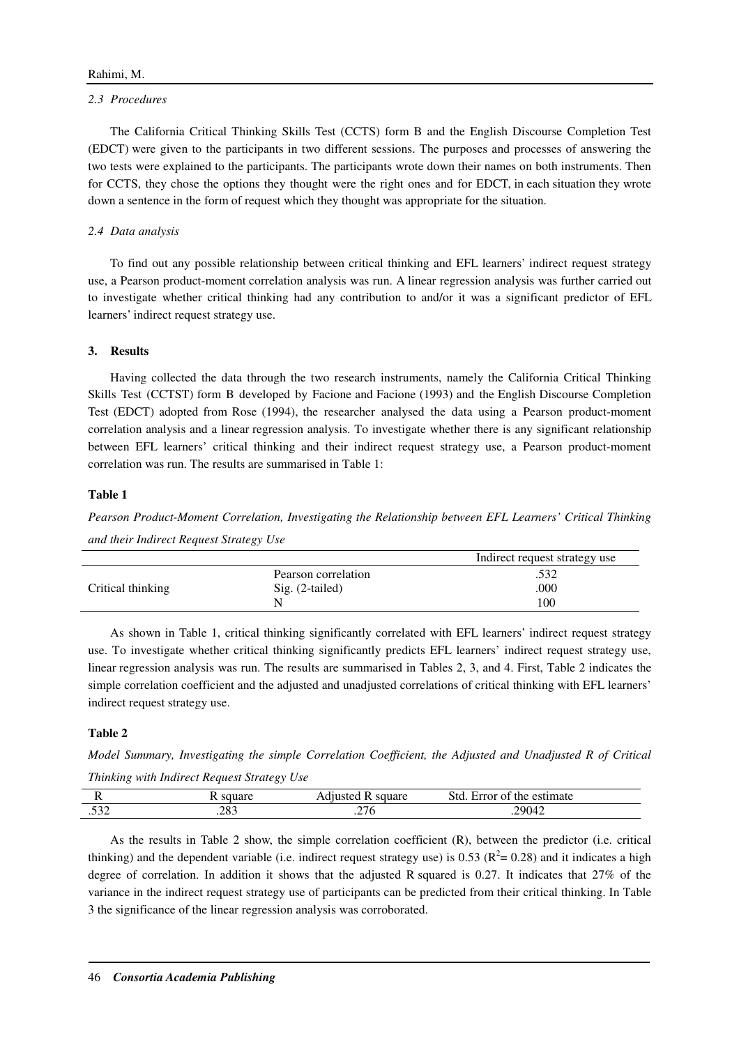### *2.3 Procedures*

The California Critical Thinking Skills Test (CCTS) form B and the English Discourse Completion Test (EDCT) were given to the participants in two different sessions. The purposes and processes of answering the two tests were explained to the participants. The participants wrote down their names on both instruments. Then for CCTS, they chose the options they thought were the right ones and for EDCT, in each situation they wrote down a sentence in the form of request which they thought was appropriate for the situation.

### *2.4 Data analysis*

To find out any possible relationship between critical thinking and EFL learners' indirect request strategy use, a Pearson product-moment correlation analysis was run. A linear regression analysis was further carried out to investigate whether critical thinking had any contribution to and/or it was a significant predictor of EFL learners' indirect request strategy use.

## 3. Results

Having collected the data through the two research instruments, namely the California Critical Thinking Skills Test (CCTST) form B developed by Facione and Facione (1993) and the English Discourse Completion Test (EDCT) adopted from Rose (1994), the researcher analysed the data using a Pearson product-moment correlation analysis and a linear regression analysis. To investigate whether there is any significant relationship between EFL learners' critical thinking and their indirect request strategy use, a Pearson product-moment correlation was run. The results are summarised in Table 1:

**Table 1**

*Pearson Product-Moment Correlation, Investigating the Relationship between EFL Learners' Critical Thinking and their Indirect Request Strategy Use*

| | | Indirect request strategy use |
|---|---|---|
| Critical thinking | Pearson correlation | .532 |
| | Sig. (2-tailed) | .000 |
| | N | 100 |

As shown in Table 1, critical thinking significantly correlated with EFL learners' indirect request strategy use. To investigate whether critical thinking significantly predicts EFL learners' indirect request strategy use, linear regression analysis was run. The results are summarised in Tables 2, 3, and 4. First, Table 2 indicates the simple correlation coefficient and the adjusted and unadjusted correlations of critical thinking with EFL learners' indirect request strategy use.

**Table 2**

*Model Summary, Investigating the simple Correlation Coefficient, the Adjusted and Unadjusted R of Critical Thinking with Indirect Request Strategy Use*

| R | R square | Adjusted R square | Std. Error of the estimate |
|---|---|---|---|
| .532 | .283 | .276 | .29042 |

As the results in Table 2 show, the simple correlation coefficient (R), between the predictor (i.e. critical thinking) and the dependent variable (i.e. indirect request strategy use) is 0.53 ($R^2$= 0.28) and it indicates a high degree of correlation. In addition it shows that the adjusted R squared is 0.27. It indicates that 27% of the variance in the indirect request strategy use of participants can be predicted from their critical thinking. In Table 3 the significance of the linear regression analysis was corroborated.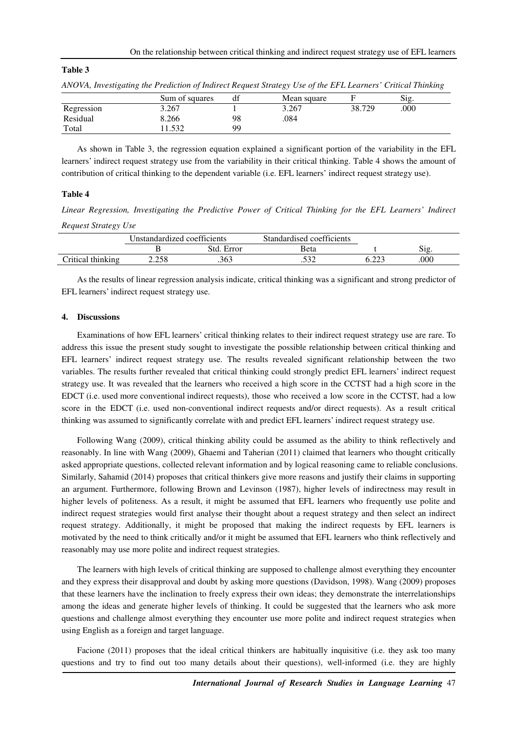**Table 3**

*ANOVA, Investigating the Prediction of Indirect Request Strategy Use of the EFL Learners' Critical Thinking*

| | Sum of squares | df | Mean square | F | Sig. |
|---|---|---|---|---|---|
| Regression | 3.267 | 1 | 3.267 | 38.729 | .000 |
| Residual | 8.266 | 98 | .084 | | |
| Total | 11.532 | 99 | | | |

As shown in Table 3, the regression equation explained a significant portion of the variability in the EFL learners' indirect request strategy use from the variability in their critical thinking. Table 4 shows the amount of contribution of critical thinking to the dependent variable (i.e. EFL learners' indirect request strategy use).

**Table 4**

*Linear Regression, Investigating the Predictive Power of Critical Thinking for the EFL Learners' Indirect Request Strategy Use*

| | Unstandardized coefficients | | Standardised coefficients | | |
|---|---|---|---|---|---|
| | B | Std. Error | Beta | t | Sig. |
| Critical thinking | 2.258 | .363 | .532 | 6.223 | .000 |

As the results of linear regression analysis indicate, critical thinking was a significant and strong predictor of EFL learners' indirect request strategy use.

## 4. Discussions

Examinations of how EFL learners' critical thinking relates to their indirect request strategy use are rare. To address this issue the present study sought to investigate the possible relationship between critical thinking and EFL learners' indirect request strategy use. The results revealed significant relationship between the two variables. The results further revealed that critical thinking could strongly predict EFL learners' indirect request strategy use. It was revealed that the learners who received a high score in the CCTST had a high score in the EDCT (i.e. used more conventional indirect requests), those who received a low score in the CCTST, had a low score in the EDCT (i.e. used non-conventional indirect requests and/or direct requests). As a result critical thinking was assumed to significantly correlate with and predict EFL learners' indirect request strategy use.

Following Wang (2009), critical thinking ability could be assumed as the ability to think reflectively and reasonably. In line with Wang (2009), Ghaemi and Taherian (2011) claimed that learners who thought critically asked appropriate questions, collected relevant information and by logical reasoning came to reliable conclusions. Similarly, Sahamid (2014) proposes that critical thinkers give more reasons and justify their claims in supporting an argument. Furthermore, following Brown and Levinson (1987), higher levels of indirectness may result in higher levels of politeness. As a result, it might be assumed that EFL learners who frequently use polite and indirect request strategies would first analyse their thought about a request strategy and then select an indirect request strategy. Additionally, it might be proposed that making the indirect requests by EFL learners is motivated by the need to think critically and/or it might be assumed that EFL learners who think reflectively and reasonably may use more polite and indirect request strategies.

The learners with high levels of critical thinking are supposed to challenge almost everything they encounter and they express their disapproval and doubt by asking more questions (Davidson, 1998). Wang (2009) proposes that these learners have the inclination to freely express their own ideas; they demonstrate the interrelationships among the ideas and generate higher levels of thinking. It could be suggested that the learners who ask more questions and challenge almost everything they encounter use more polite and indirect request strategies when using English as a foreign and target language.

Facione (2011) proposes that the ideal critical thinkers are habitually inquisitive (i.e. they ask too many questions and try to find out too many details about their questions), well-informed (i.e. they are highly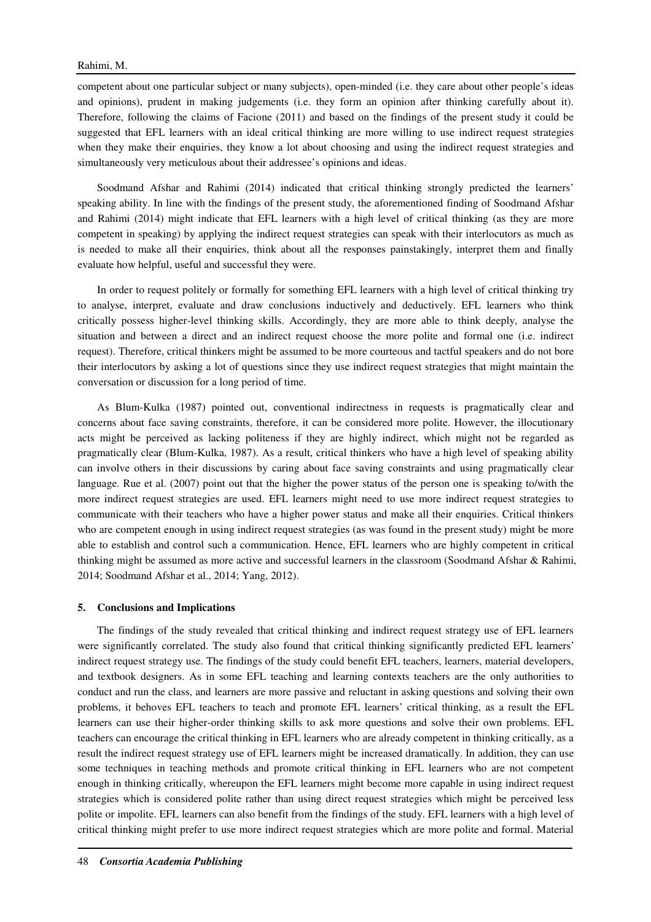competent about one particular subject or many subjects), open-minded (i.e. they care about other people's ideas and opinions), prudent in making judgements (i.e. they form an opinion after thinking carefully about it). Therefore, following the claims of Facione (2011) and based on the findings of the present study it could be suggested that EFL learners with an ideal critical thinking are more willing to use indirect request strategies when they make their enquiries, they know a lot about choosing and using the indirect request strategies and simultaneously very meticulous about their addressee's opinions and ideas.

Soodmand Afshar and Rahimi (2014) indicated that critical thinking strongly predicted the learners' speaking ability. In line with the findings of the present study, the aforementioned finding of Soodmand Afshar and Rahimi (2014) might indicate that EFL learners with a high level of critical thinking (as they are more competent in speaking) by applying the indirect request strategies can speak with their interlocutors as much as is needed to make all their enquiries, think about all the responses painstakingly, interpret them and finally evaluate how helpful, useful and successful they were.

In order to request politely or formally for something EFL learners with a high level of critical thinking try to analyse, interpret, evaluate and draw conclusions inductively and deductively. EFL learners who think critically possess higher-level thinking skills. Accordingly, they are more able to think deeply, analyse the situation and between a direct and an indirect request choose the more polite and formal one (i.e. indirect request). Therefore, critical thinkers might be assumed to be more courteous and tactful speakers and do not bore their interlocutors by asking a lot of questions since they use indirect request strategies that might maintain the conversation or discussion for a long period of time.

As Blum-Kulka (1987) pointed out, conventional indirectness in requests is pragmatically clear and concerns about face saving constraints, therefore, it can be considered more polite. However, the illocutionary acts might be perceived as lacking politeness if they are highly indirect, which might not be regarded as pragmatically clear (Blum-Kulka, 1987). As a result, critical thinkers who have a high level of speaking ability can involve others in their discussions by caring about face saving constraints and using pragmatically clear language. Rue et al. (2007) point out that the higher the power status of the person one is speaking to/with the more indirect request strategies are used. EFL learners might need to use more indirect request strategies to communicate with their teachers who have a higher power status and make all their enquiries. Critical thinkers who are competent enough in using indirect request strategies (as was found in the present study) might be more able to establish and control such a communication. Hence, EFL learners who are highly competent in critical thinking might be assumed as more active and successful learners in the classroom (Soodmand Afshar & Rahimi, 2014; Soodmand Afshar et al., 2014; Yang, 2012).

## 5. Conclusions and Implications

The findings of the study revealed that critical thinking and indirect request strategy use of EFL learners were significantly correlated. The study also found that critical thinking significantly predicted EFL learners' indirect request strategy use. The findings of the study could benefit EFL teachers, learners, material developers, and textbook designers. As in some EFL teaching and learning contexts teachers are the only authorities to conduct and run the class, and learners are more passive and reluctant in asking questions and solving their own problems, it behoves EFL teachers to teach and promote EFL learners' critical thinking, as a result the EFL learners can use their higher-order thinking skills to ask more questions and solve their own problems. EFL teachers can encourage the critical thinking in EFL learners who are already competent in thinking critically, as a result the indirect request strategy use of EFL learners might be increased dramatically. In addition, they can use some techniques in teaching methods and promote critical thinking in EFL learners who are not competent enough in thinking critically, whereupon the EFL learners might become more capable in using indirect request strategies which is considered polite rather than using direct request strategies which might be perceived less polite or impolite. EFL learners can also benefit from the findings of the study. EFL learners with a high level of critical thinking might prefer to use more indirect request strategies which are more polite and formal. Material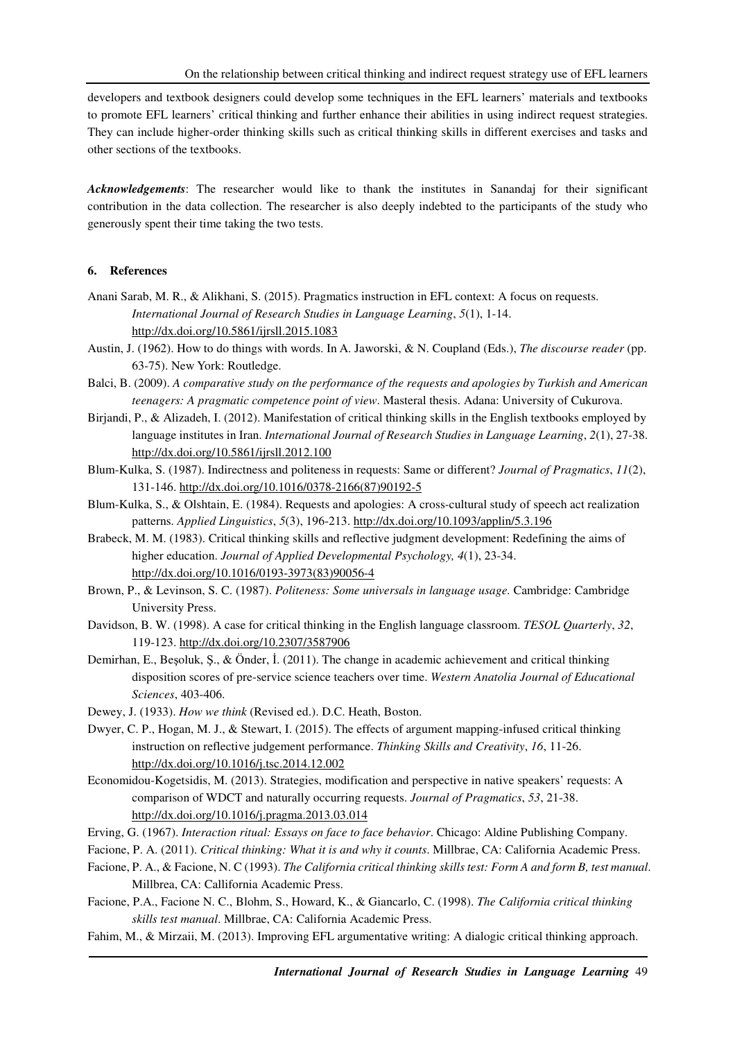developers and textbook designers could develop some techniques in the EFL learners' materials and textbooks to promote EFL learners' critical thinking and further enhance their abilities in using indirect request strategies. They can include higher-order thinking skills such as critical thinking skills in different exercises and tasks and other sections of the textbooks.

***Acknowledgements***: The researcher would like to thank the institutes in Sanandaj for their significant contribution in the data collection. The researcher is also deeply indebted to the participants of the study who generously spent their time taking the two tests.

## 6. References

Anani Sarab, M. R., & Alikhani, S. (2015). Pragmatics instruction in EFL context: A focus on requests. *International Journal of Research Studies in Language Learning*, *5*(1), 1-14. http://dx.doi.org/10.5861/ijrsll.2015.1083

Austin, J. (1962). How to do things with words. In A. Jaworski, & N. Coupland (Eds.), *The discourse reader* (pp. 63-75). New York: Routledge.

Balci, B. (2009). *A comparative study on the performance of the requests and apologies by Turkish and American teenagers: A pragmatic competence point of view*. Masteral thesis. Adana: University of Cukurova.

Birjandi, P., & Alizadeh, I. (2012). Manifestation of critical thinking skills in the English textbooks employed by language institutes in Iran. *International Journal of Research Studies in Language Learning*, *2*(1), 27-38. http://dx.doi.org/10.5861/ijrsll.2012.100

Blum-Kulka, S. (1987). Indirectness and politeness in requests: Same or different? *Journal of Pragmatics*, *11*(2), 131-146. http://dx.doi.org/10.1016/0378-2166(87)90192-5

Blum-Kulka, S., & Olshtain, E. (1984). Requests and apologies: A cross-cultural study of speech act realization patterns. *Applied Linguistics*, *5*(3), 196-213. http://dx.doi.org/10.1093/applin/5.3.196

Brabeck, M. M. (1983). Critical thinking skills and reflective judgment development: Redefining the aims of higher education. *Journal of Applied Developmental Psychology, 4*(1), 23-34. http://dx.doi.org/10.1016/0193-3973(83)90056-4

Brown, P., & Levinson, S. C. (1987). *Politeness: Some universals in language usage.* Cambridge: Cambridge University Press.

Davidson, B. W. (1998). A case for critical thinking in the English language classroom. *TESOL Quarterly*, *32*, 119-123. http://dx.doi.org/10.2307/3587906

Demirhan, E., Beşoluk, Ş., & Önder, İ. (2011). The change in academic achievement and critical thinking disposition scores of pre-service science teachers over time. *Western Anatolia Journal of Educational Sciences*, 403-406.

Dewey, J. (1933). *How we think* (Revised ed.). D.C. Heath, Boston.

Dwyer, C. P., Hogan, M. J., & Stewart, I. (2015). The effects of argument mapping-infused critical thinking instruction on reflective judgement performance. *Thinking Skills and Creativity*, *16*, 11-26. http://dx.doi.org/10.1016/j.tsc.2014.12.002

Economidou-Kogetsidis, M. (2013). Strategies, modification and perspective in native speakers' requests: A comparison of WDCT and naturally occurring requests. *Journal of Pragmatics*, *53*, 21-38. http://dx.doi.org/10.1016/j.pragma.2013.03.014

Erving, G. (1967). *Interaction ritual: Essays on face to face behavior*. Chicago: Aldine Publishing Company.

Facione, P. A. (2011). *Critical thinking: What it is and why it counts*. Millbrae, CA: California Academic Press.

Facione, P. A., & Facione, N. C (1993). *The California critical thinking skills test: Form A and form B, test manual*. Millbrea, CA: Callifornia Academic Press.

Facione, P.A., Facione N. C., Blohm, S., Howard, K., & Giancarlo, C. (1998). *The California critical thinking skills test manual*. Millbrae, CA: California Academic Press.

Fahim, M., & Mirzaii, M. (2013). Improving EFL argumentative writing: A dialogic critical thinking approach.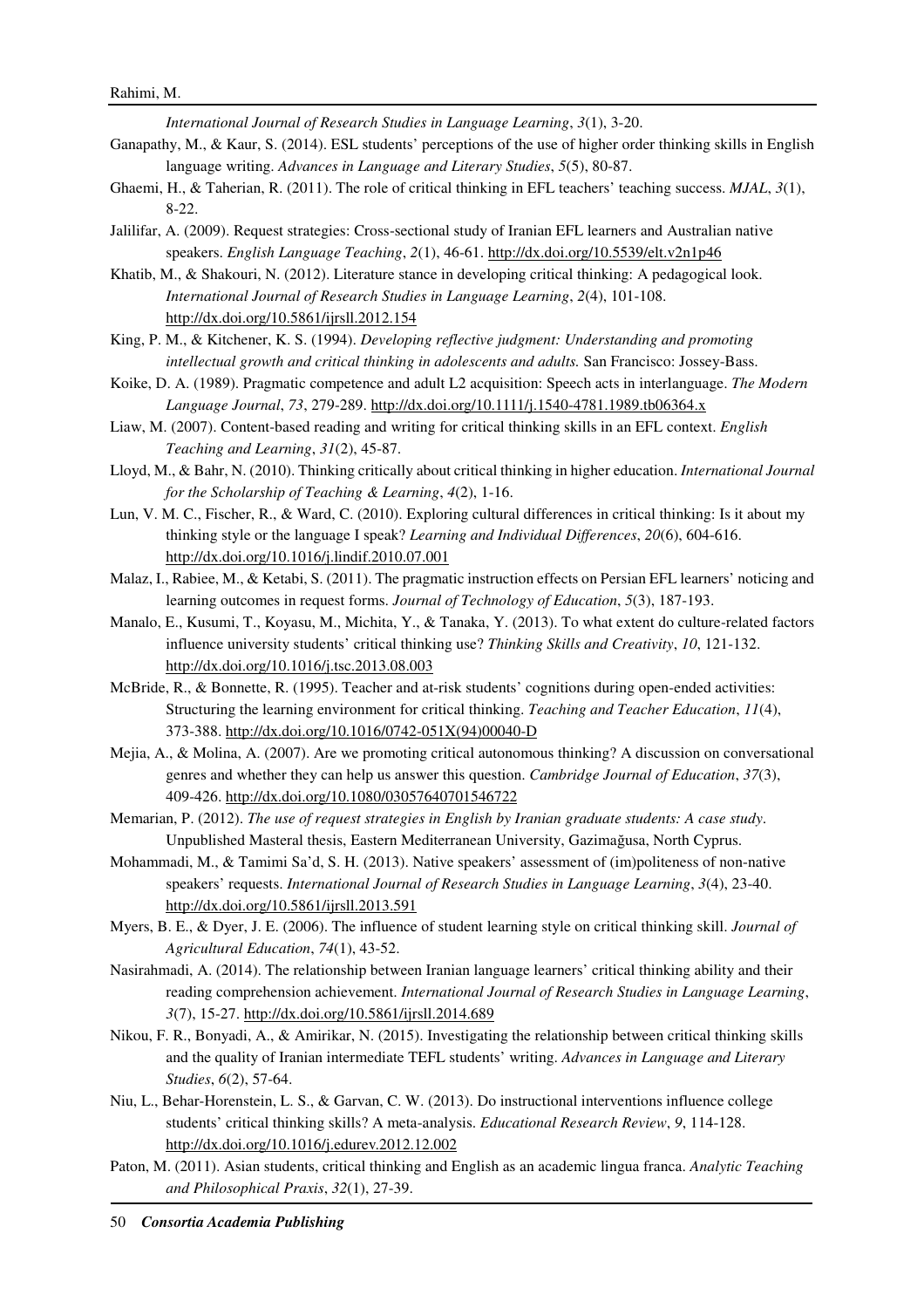*International Journal of Research Studies in Language Learning*, *3*(1), 3-20.

Ganapathy, M., & Kaur, S. (2014). ESL students' perceptions of the use of higher order thinking skills in English language writing. *Advances in Language and Literary Studies*, *5*(5), 80-87.

Ghaemi, H., & Taherian, R. (2011). The role of critical thinking in EFL teachers' teaching success. *MJAL*, *3*(1), 8-22.

Jalilifar, A. (2009). Request strategies: Cross-sectional study of Iranian EFL learners and Australian native speakers. *English Language Teaching*, *2*(1), 46-61. http://dx.doi.org/10.5539/elt.v2n1p46

Khatib, M., & Shakouri, N. (2012). Literature stance in developing critical thinking: A pedagogical look. *International Journal of Research Studies in Language Learning*, *2*(4), 101-108. http://dx.doi.org/10.5861/ijrsll.2012.154

King, P. M., & Kitchener, K. S. (1994). *Developing reflective judgment: Understanding and promoting intellectual growth and critical thinking in adolescents and adults.* San Francisco: Jossey-Bass.

Koike, D. A. (1989). Pragmatic competence and adult L2 acquisition: Speech acts in interlanguage. *The Modern Language Journal*, *73*, 279-289. http://dx.doi.org/10.1111/j.1540-4781.1989.tb06364.x

Liaw, M. (2007). Content-based reading and writing for critical thinking skills in an EFL context. *English Teaching and Learning*, *31*(2), 45-87.

Lloyd, M., & Bahr, N. (2010). Thinking critically about critical thinking in higher education. *International Journal for the Scholarship of Teaching & Learning*, *4*(2), 1-16.

Lun, V. M. C., Fischer, R., & Ward, C. (2010). Exploring cultural differences in critical thinking: Is it about my thinking style or the language I speak? *Learning and Individual Differences*, *20*(6), 604-616. http://dx.doi.org/10.1016/j.lindif.2010.07.001

Malaz, I., Rabiee, M., & Ketabi, S. (2011). The pragmatic instruction effects on Persian EFL learners' noticing and learning outcomes in request forms. *Journal of Technology of Education*, *5*(3), 187-193.

Manalo, E., Kusumi, T., Koyasu, M., Michita, Y., & Tanaka, Y. (2013). To what extent do culture-related factors influence university students' critical thinking use? *Thinking Skills and Creativity*, *10*, 121-132. http://dx.doi.org/10.1016/j.tsc.2013.08.003

McBride, R., & Bonnette, R. (1995). Teacher and at-risk students' cognitions during open-ended activities: Structuring the learning environment for critical thinking. *Teaching and Teacher Education*, *11*(4), 373-388. http://dx.doi.org/10.1016/0742-051X(94)00040-D

Mejia, A., & Molina, A. (2007). Are we promoting critical autonomous thinking? A discussion on conversational genres and whether they can help us answer this question. *Cambridge Journal of Education*, *37*(3), 409-426. http://dx.doi.org/10.1080/03057640701546722

Memarian, P. (2012). *The use of request strategies in English by Iranian graduate students: A case study*. Unpublished Masteral thesis, Eastern Mediterranean University, Gazimağusa, North Cyprus.

Mohammadi, M., & Tamimi Sa'd, S. H. (2013). Native speakers' assessment of (im)politeness of non-native speakers' requests. *International Journal of Research Studies in Language Learning*, *3*(4), 23-40. http://dx.doi.org/10.5861/ijrsll.2013.591

Myers, B. E., & Dyer, J. E. (2006). The influence of student learning style on critical thinking skill. *Journal of Agricultural Education*, *74*(1), 43-52.

Nasirahmadi, A. (2014). The relationship between Iranian language learners' critical thinking ability and their reading comprehension achievement. *International Journal of Research Studies in Language Learning*, *3*(7), 15-27. http://dx.doi.org/10.5861/ijrsll.2014.689

Nikou, F. R., Bonyadi, A., & Amirikar, N. (2015). Investigating the relationship between critical thinking skills and the quality of Iranian intermediate TEFL students' writing. *Advances in Language and Literary Studies*, *6*(2), 57-64.

Niu, L., Behar-Horenstein, L. S., & Garvan, C. W. (2013). Do instructional interventions influence college students' critical thinking skills? A meta-analysis. *Educational Research Review*, *9*, 114-128. http://dx.doi.org/10.1016/j.edurev.2012.12.002

Paton, M. (2011). Asian students, critical thinking and English as an academic lingua franca. *Analytic Teaching and Philosophical Praxis*, *32*(1), 27-39.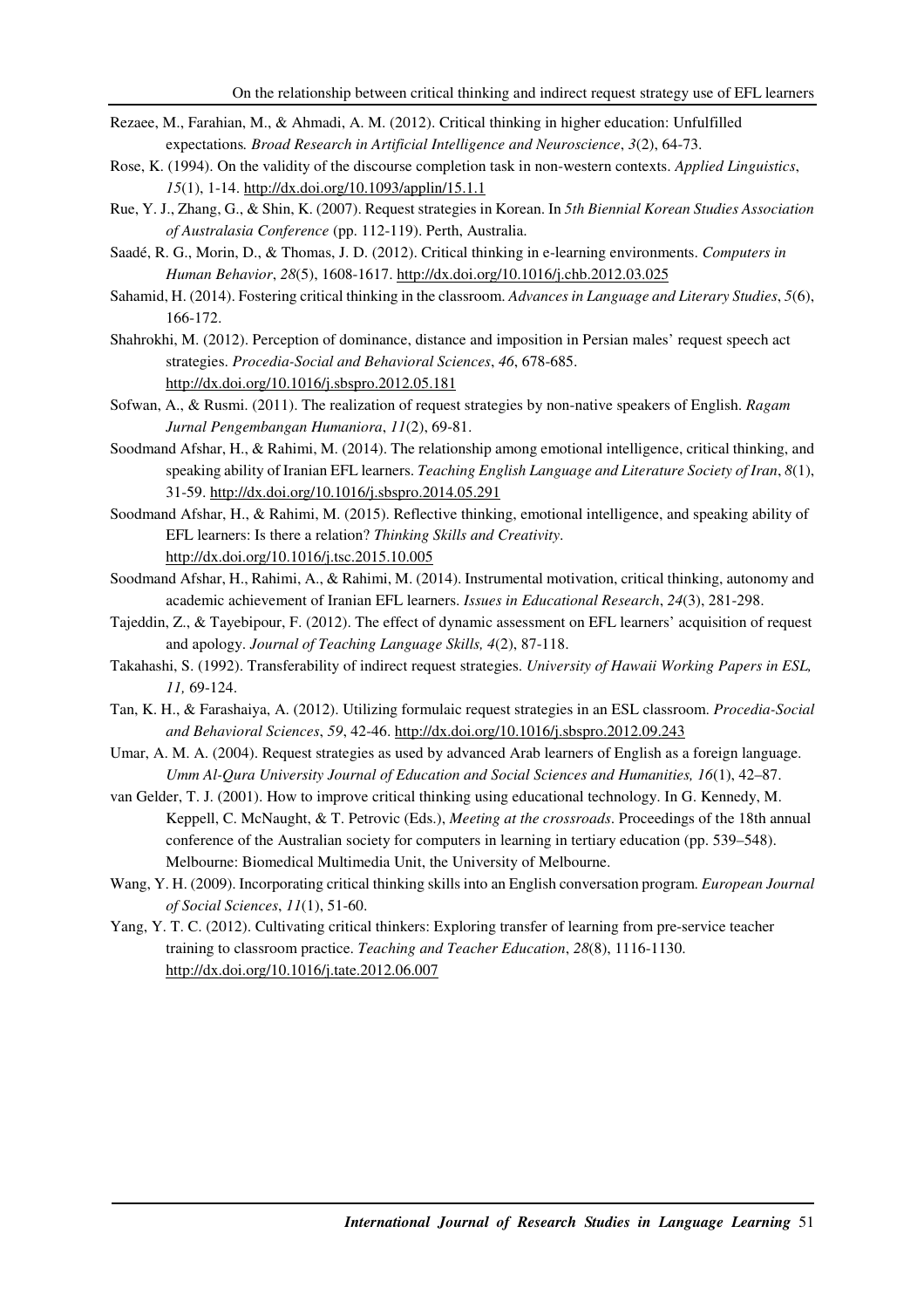Rezaee, M., Farahian, M., & Ahmadi, A. M. (2012). Critical thinking in higher education: Unfulfilled expectations. *Broad Research in Artificial Intelligence and Neuroscience*, *3*(2), 64-73.

Rose, K. (1994). On the validity of the discourse completion task in non-western contexts. *Applied Linguistics*, *15*(1), 1-14. http://dx.doi.org/10.1093/applin/15.1.1

Rue, Y. J., Zhang, G., & Shin, K. (2007). Request strategies in Korean. In *5th Biennial Korean Studies Association of Australasia Conference* (pp. 112-119). Perth, Australia.

Saadé, R. G., Morin, D., & Thomas, J. D. (2012). Critical thinking in e-learning environments. *Computers in Human Behavior*, *28*(5), 1608-1617. http://dx.doi.org/10.1016/j.chb.2012.03.025

Sahamid, H. (2014). Fostering critical thinking in the classroom. *Advances in Language and Literary Studies*, *5*(6), 166-172.

Shahrokhi, M. (2012). Perception of dominance, distance and imposition in Persian males' request speech act strategies. *Procedia-Social and Behavioral Sciences*, *46*, 678-685. http://dx.doi.org/10.1016/j.sbspro.2012.05.181

Sofwan, A., & Rusmi. (2011). The realization of request strategies by non-native speakers of English. *Ragam Jurnal Pengembangan Humaniora*, *11*(2), 69-81.

Soodmand Afshar, H., & Rahimi, M. (2014). The relationship among emotional intelligence, critical thinking, and speaking ability of Iranian EFL learners. *Teaching English Language and Literature Society of Iran*, *8*(1), 31-59. http://dx.doi.org/10.1016/j.sbspro.2014.05.291

Soodmand Afshar, H., & Rahimi, M. (2015). Reflective thinking, emotional intelligence, and speaking ability of EFL learners: Is there a relation? *Thinking Skills and Creativity*. http://dx.doi.org/10.1016/j.tsc.2015.10.005

Soodmand Afshar, H., Rahimi, A., & Rahimi, M. (2014). Instrumental motivation, critical thinking, autonomy and academic achievement of Iranian EFL learners. *Issues in Educational Research*, *24*(3), 281-298.

Tajeddin, Z., & Tayebipour, F. (2012). The effect of dynamic assessment on EFL learners' acquisition of request and apology. *Journal of Teaching Language Skills, 4*(2), 87-118.

Takahashi, S. (1992). Transferability of indirect request strategies. *University of Hawaii Working Papers in ESL, 11,* 69-124.

Tan, K. H., & Farashaiya, A. (2012). Utilizing formulaic request strategies in an ESL classroom. *Procedia-Social and Behavioral Sciences*, *59*, 42-46. http://dx.doi.org/10.1016/j.sbspro.2012.09.243

Umar, A. M. A. (2004). Request strategies as used by advanced Arab learners of English as a foreign language. *Umm Al-Qura University Journal of Education and Social Sciences and Humanities, 16*(1), 42–87.

van Gelder, T. J. (2001). How to improve critical thinking using educational technology. In G. Kennedy, M. Keppell, C. McNaught, & T. Petrovic (Eds.), *Meeting at the crossroads*. Proceedings of the 18th annual conference of the Australian society for computers in learning in tertiary education (pp. 539–548). Melbourne: Biomedical Multimedia Unit, the University of Melbourne.

Wang, Y. H. (2009). Incorporating critical thinking skills into an English conversation program. *European Journal of Social Sciences*, *11*(1), 51-60.

Yang, Y. T. C. (2012). Cultivating critical thinkers: Exploring transfer of learning from pre-service teacher training to classroom practice. *Teaching and Teacher Education*, *28*(8), 1116-1130. http://dx.doi.org/10.1016/j.tate.2012.06.007